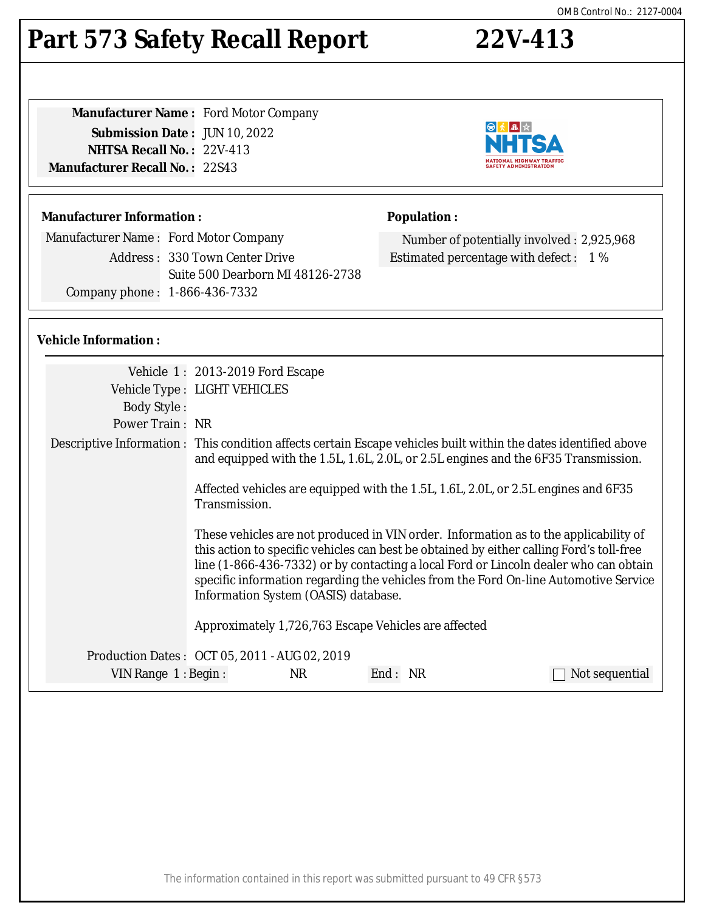OMB Control No.: 2127-0004

# Part 573 Safety Recall Report 22V-413

**Manufacturer Name :** Ford Motor Company
**Submission Date :** JUN 10, 2022
**NHTSA Recall No. :** 22V-413
**Manufacturer Recall No. :** 22S43

**Manufacturer Information :**

Manufacturer Name : Ford Motor Company
Address : 330 Town Center Drive
Suite 500 Dearborn MI 48126-2738
Company phone : 1-866-436-7332

**Population :**

Number of potentially involved : 2,925,968
Estimated percentage with defect : 1 %

**Vehicle Information :**

Vehicle 1 : 2013-2019 Ford Escape
Vehicle Type : LIGHT VEHICLES
Body Style :
Power Train : NR
Descriptive Information : This condition affects certain Escape vehicles built within the dates identified above and equipped with the 1.5L, 1.6L, 2.0L, or 2.5L engines and the 6F35 Transmission.

Affected vehicles are equipped with the 1.5L, 1.6L, 2.0L, or 2.5L engines and 6F35 Transmission.

These vehicles are not produced in VIN order. Information as to the applicability of this action to specific vehicles can best be obtained by either calling Ford's toll-free line (1-866-436-7332) or by contacting a local Ford or Lincoln dealer who can obtain specific information regarding the vehicles from the Ford On-line Automotive Service Information System (OASIS) database.

Approximately 1,726,763 Escape Vehicles are affected

Production Dates : OCT 05, 2011 - AUG 02, 2019
VIN Range 1 : Begin : NR End : NR ☐ Not sequential

The information contained in this report was submitted pursuant to 49 CFR §573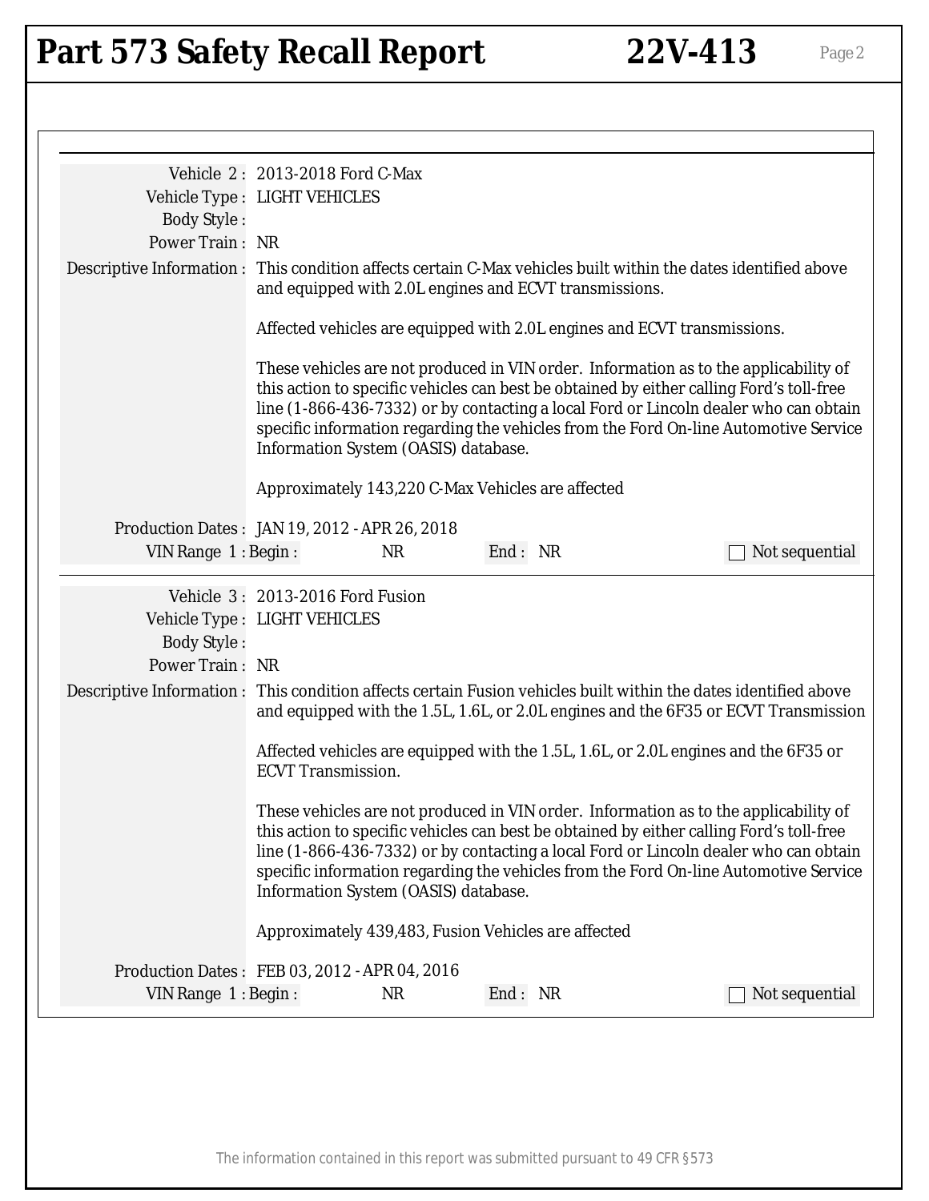# Part 573 Safety Recall Report 22V-413

Vehicle 2 : 2013-2018 Ford C-Max

Vehicle Type : LIGHT VEHICLES

Body Style :

Power Train : NR

Descriptive Information : This condition affects certain C-Max vehicles built within the dates identified above and equipped with 2.0L engines and ECVT transmissions.

Affected vehicles are equipped with 2.0L engines and ECVT transmissions.

These vehicles are not produced in VIN order. Information as to the applicability of this action to specific vehicles can best be obtained by either calling Ford's toll-free line (1-866-436-7332) or by contacting a local Ford or Lincoln dealer who can obtain specific information regarding the vehicles from the Ford On-line Automotive Service Information System (OASIS) database.

Approximately 143,220 C-Max Vehicles are affected

Production Dates : JAN 19, 2012 - APR 26, 2018

VIN Range 1 : Begin : NR End : NR ☐ Not sequential

---

Vehicle 3 : 2013-2016 Ford Fusion

Vehicle Type : LIGHT VEHICLES

Body Style :

Power Train : NR

Descriptive Information : This condition affects certain Fusion vehicles built within the dates identified above and equipped with the 1.5L, 1.6L, or 2.0L engines and the 6F35 or ECVT Transmission

Affected vehicles are equipped with the 1.5L, 1.6L, or 2.0L engines and the 6F35 or ECVT Transmission.

These vehicles are not produced in VIN order. Information as to the applicability of this action to specific vehicles can best be obtained by either calling Ford's toll-free line (1-866-436-7332) or by contacting a local Ford or Lincoln dealer who can obtain specific information regarding the vehicles from the Ford On-line Automotive Service Information System (OASIS) database.

Approximately 439,483, Fusion Vehicles are affected

Production Dates : FEB 03, 2012 - APR 04, 2016

VIN Range 1 : Begin : NR End : NR ☐ Not sequential

The information contained in this report was submitted pursuant to 49 CFR §573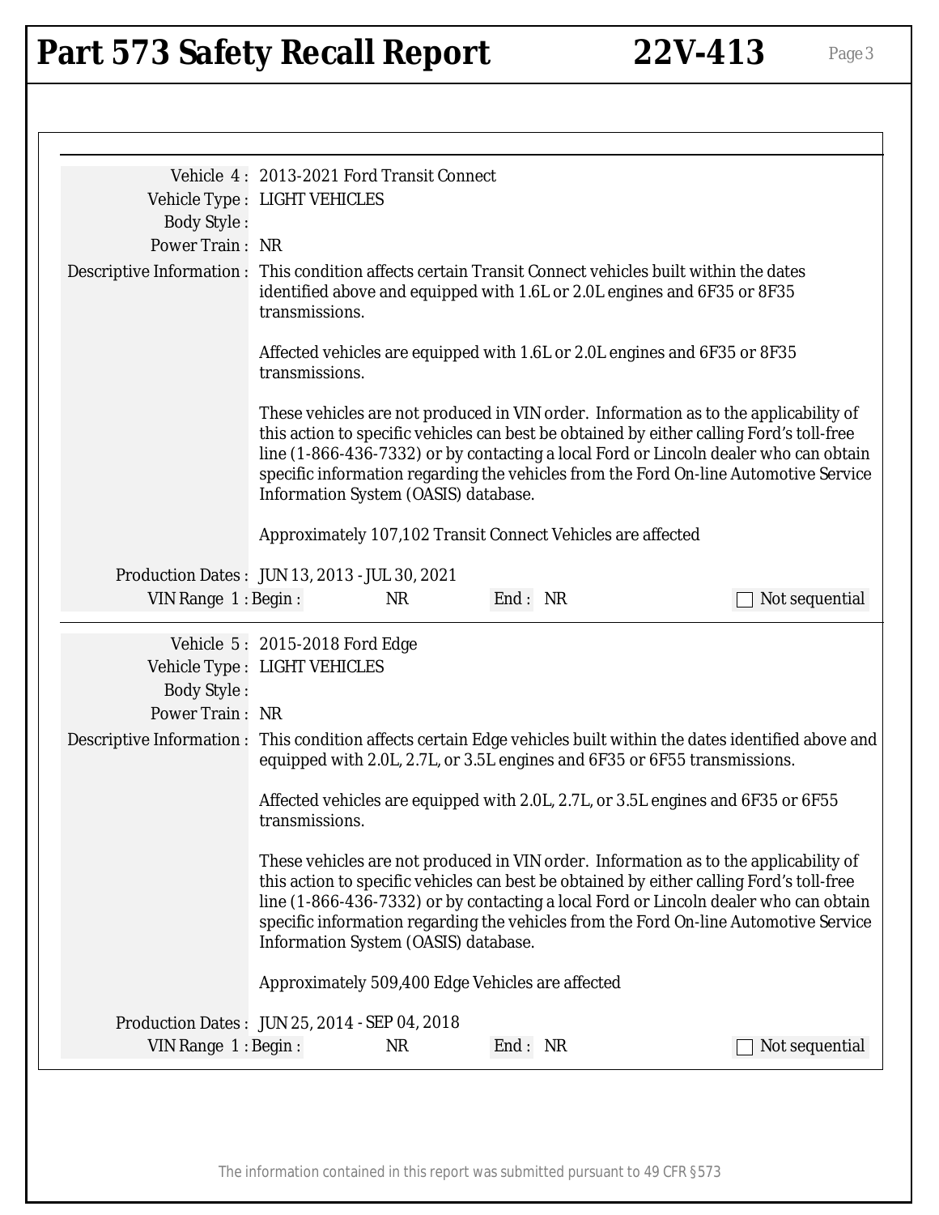# Part 573 Safety Recall Report 22V-413

Vehicle 4 : 2013-2021 Ford Transit Connect

Vehicle Type : LIGHT VEHICLES

Body Style :

Power Train : NR

Descriptive Information : This condition affects certain Transit Connect vehicles built within the dates identified above and equipped with 1.6L or 2.0L engines and 6F35 or 8F35 transmissions.

Affected vehicles are equipped with 1.6L or 2.0L engines and 6F35 or 8F35 transmissions.

These vehicles are not produced in VIN order. Information as to the applicability of this action to specific vehicles can best be obtained by either calling Ford's toll-free line (1-866-436-7332) or by contacting a local Ford or Lincoln dealer who can obtain specific information regarding the vehicles from the Ford On-line Automotive Service Information System (OASIS) database.

Approximately 107,102 Transit Connect Vehicles are affected

Production Dates : JUN 13, 2013 - JUL 30, 2021

VIN Range 1 : Begin : NR End : NR ☐ Not sequential

---

Vehicle 5 : 2015-2018 Ford Edge

Vehicle Type : LIGHT VEHICLES

Body Style :

Power Train : NR

Descriptive Information : This condition affects certain Edge vehicles built within the dates identified above and equipped with 2.0L, 2.7L, or 3.5L engines and 6F35 or 6F55 transmissions.

Affected vehicles are equipped with 2.0L, 2.7L, or 3.5L engines and 6F35 or 6F55 transmissions.

These vehicles are not produced in VIN order. Information as to the applicability of this action to specific vehicles can best be obtained by either calling Ford's toll-free line (1-866-436-7332) or by contacting a local Ford or Lincoln dealer who can obtain specific information regarding the vehicles from the Ford On-line Automotive Service Information System (OASIS) database.

Approximately 509,400 Edge Vehicles are affected

Production Dates : JUN 25, 2014 - SEP 04, 2018

VIN Range 1 : Begin : NR End : NR ☐ Not sequential

The information contained in this report was submitted pursuant to 49 CFR §573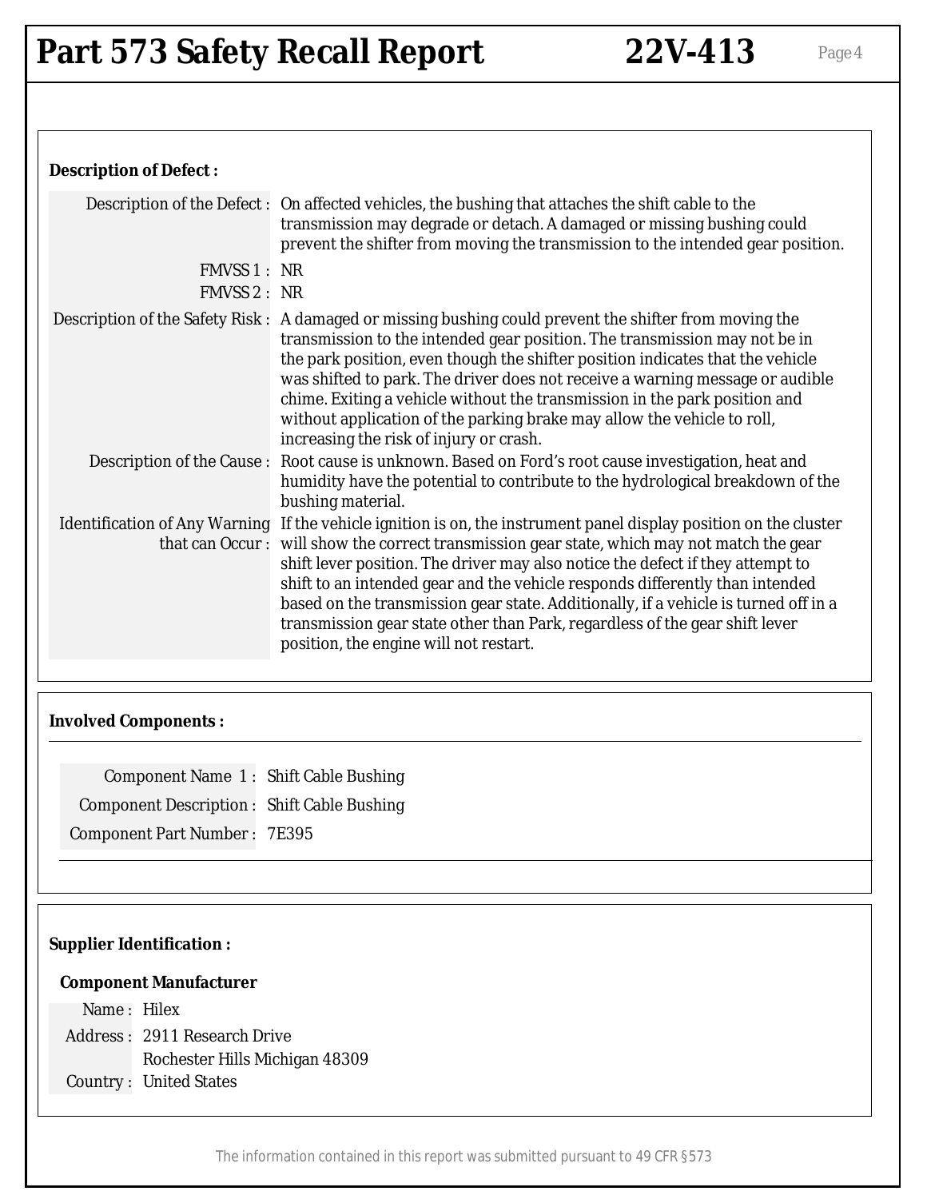# Part 573 Safety Recall Report 22V-413

## Description of Defect :

**Description of the Defect :** On affected vehicles, the bushing that attaches the shift cable to the transmission may degrade or detach. A damaged or missing bushing could prevent the shifter from moving the transmission to the intended gear position.

**FMVSS 1 :** NR

**FMVSS 2 :** NR

**Description of the Safety Risk :** A damaged or missing bushing could prevent the shifter from moving the transmission to the intended gear position. The transmission may not be in the park position, even though the shifter position indicates that the vehicle was shifted to park. The driver does not receive a warning message or audible chime. Exiting a vehicle without the transmission in the park position and without application of the parking brake may allow the vehicle to roll, increasing the risk of injury or crash.

**Description of the Cause :** Root cause is unknown. Based on Ford's root cause investigation, heat and humidity have the potential to contribute to the hydrological breakdown of the bushing material.

**Identification of Any Warning that can Occur :** If the vehicle ignition is on, the instrument panel display position on the cluster will show the correct transmission gear state, which may not match the gear shift lever position. The driver may also notice the defect if they attempt to shift to an intended gear and the vehicle responds differently than intended based on the transmission gear state. Additionally, if a vehicle is turned off in a transmission gear state other than Park, regardless of the gear shift lever position, the engine will not restart.

## Involved Components :

**Component Name 1 :** Shift Cable Bushing

**Component Description :** Shift Cable Bushing

**Component Part Number :** 7E395

## Supplier Identification :

### Component Manufacturer

**Name :** Hilex

**Address :** 2911 Research Drive
Rochester Hills Michigan 48309

**Country :** United States

The information contained in this report was submitted pursuant to 49 CFR §573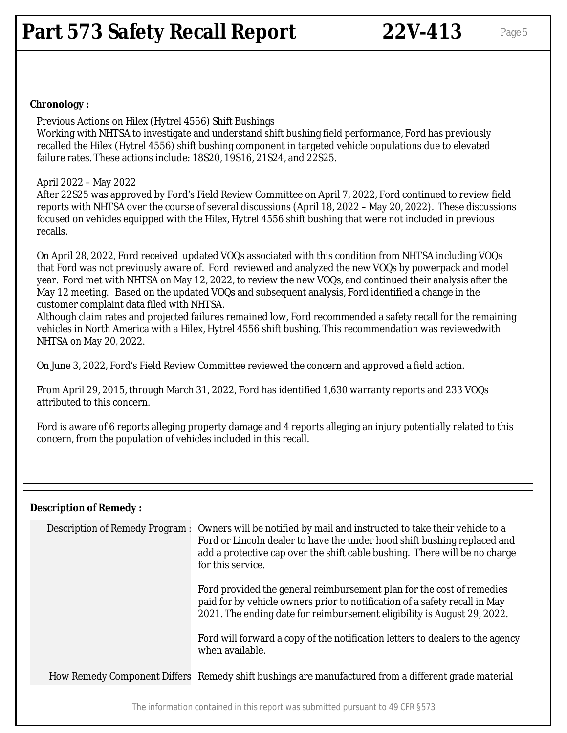**Chronology :**

Previous Actions on Hilex (Hytrel 4556) Shift Bushings
Working with NHTSA to investigate and understand shift bushing field performance, Ford has previously recalled the Hilex (Hytrel 4556) shift bushing component in targeted vehicle populations due to elevated failure rates. These actions include: 18S20, 19S16, 21S24, and 22S25.

April 2022 – May 2022
After 22S25 was approved by Ford's Field Review Committee on April 7, 2022, Ford continued to review field reports with NHTSA over the course of several discussions (April 18, 2022 – May 20, 2022). These discussions focused on vehicles equipped with the Hilex, Hytrel 4556 shift bushing that were not included in previous recalls.

On April 28, 2022, Ford received updated VOQs associated with this condition from NHTSA including VOQs that Ford was not previously aware of. Ford reviewed and analyzed the new VOQs by powerpack and model year. Ford met with NHTSA on May 12, 2022, to review the new VOQs, and continued their analysis after the May 12 meeting. Based on the updated VOQs and subsequent analysis, Ford identified a change in the customer complaint data filed with NHTSA.
Although claim rates and projected failures remained low, Ford recommended a safety recall for the remaining vehicles in North America with a Hilex, Hytrel 4556 shift bushing. This recommendation was reviewedwith NHTSA on May 20, 2022.

On June 3, 2022, Ford's Field Review Committee reviewed the concern and approved a field action.

From April 29, 2015, through March 31, 2022, Ford has identified 1,630 warranty reports and 233 VOQs attributed to this concern.

Ford is aware of 6 reports alleging property damage and 4 reports alleging an injury potentially related to this concern, from the population of vehicles included in this recall.

**Description of Remedy :**

| | |
|---|---|
| Description of Remedy Program : | Owners will be notified by mail and instructed to take their vehicle to a Ford or Lincoln dealer to have the under hood shift bushing replaced and add a protective cap over the shift cable bushing. There will be no charge for this service.<br><br>Ford provided the general reimbursement plan for the cost of remedies paid for by vehicle owners prior to notification of a safety recall in May 2021. The ending date for reimbursement eligibility is August 29, 2022.<br><br>Ford will forward a copy of the notification letters to dealers to the agency when available. |
| How Remedy Component Differs | Remedy shift bushings are manufactured from a different grade material |

The information contained in this report was submitted pursuant to 49 CFR §573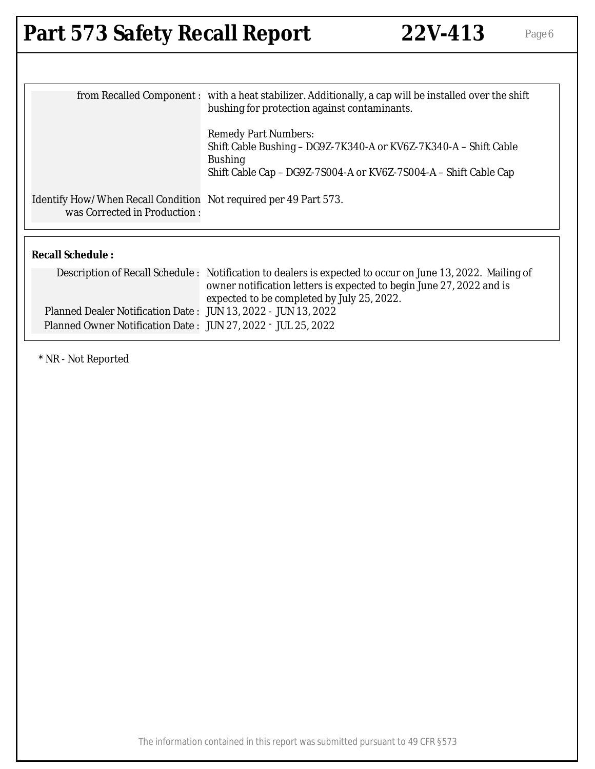| | |
|---|---|
| from Recalled Component : | with a heat stabilizer. Additionally, a cap will be installed over the shift bushing for protection against contaminants.<br><br>Remedy Part Numbers:<br>Shift Cable Bushing – DG9Z-7K340-A or KV6Z-7K340-A – Shift Cable Bushing<br>Shift Cable Cap – DG9Z-7S004-A or KV6Z-7S004-A – Shift Cable Cap |
| Identify How/When Recall Condition was Corrected in Production : | Not required per 49 Part 573. |

**Recall Schedule :**

| | |
|---|---|
| Description of Recall Schedule : | Notification to dealers is expected to occur on June 13, 2022. Mailing of owner notification letters is expected to begin June 27, 2022 and is expected to be completed by July 25, 2022. |
| Planned Dealer Notification Date : | JUN 13, 2022 - JUN 13, 2022 |
| Planned Owner Notification Date : | JUN 27, 2022 - JUL 25, 2022 |

\* NR - Not Reported

The information contained in this report was submitted pursuant to 49 CFR §573